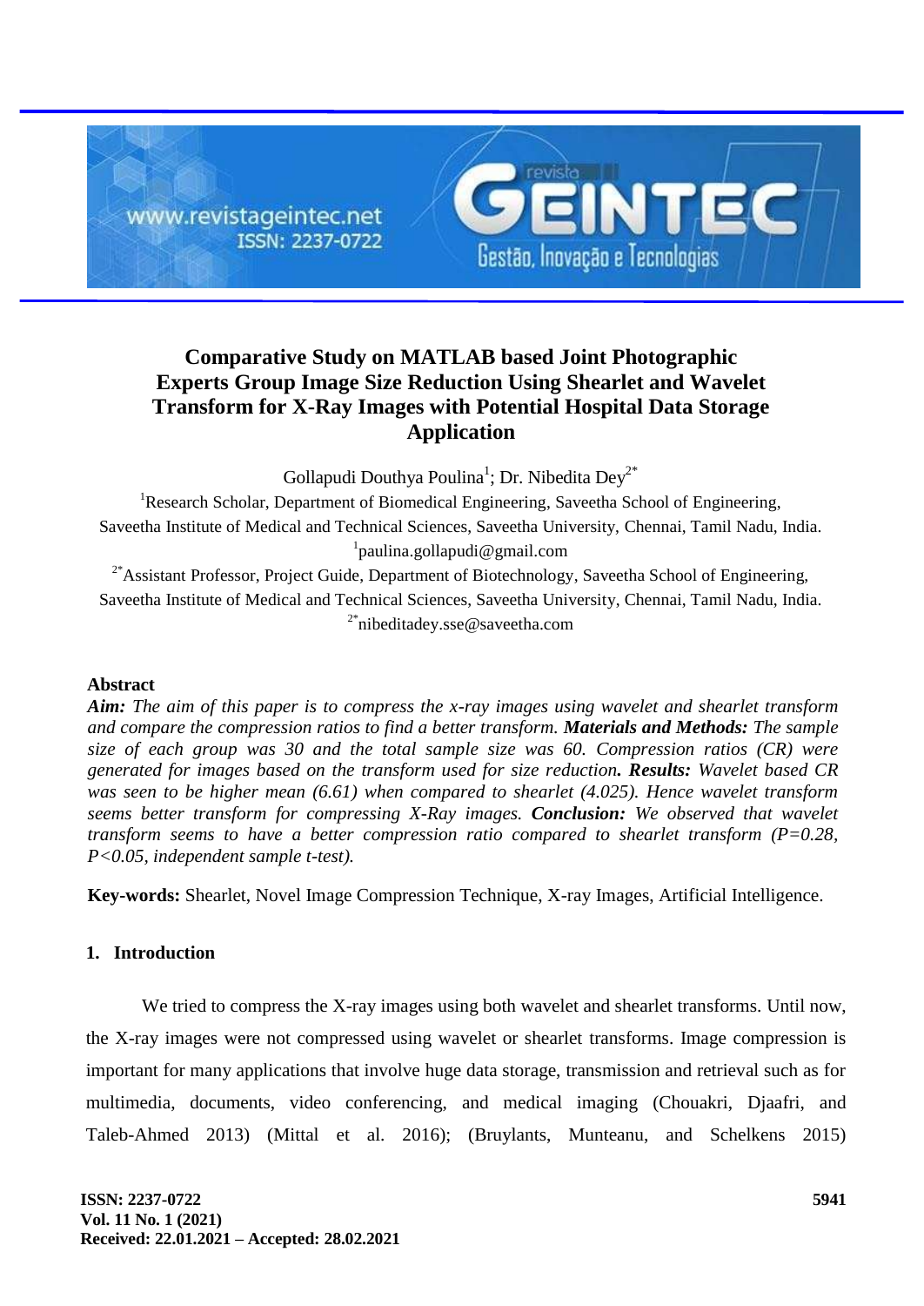# Comparative Study on MATLAB based Joint Photographic Experts Group Image Size Reduction Using Shearlet and Wavelet Transform for X-Ray Images with Potential Hospital Data Storage Application

Gollapudi Douthya Poulina[1]; Dr. Nibedita Dey[2*]

[1]Research Scholar, Department of Biomedical Engineering, Saveetha School of Engineering, Saveetha Institute of Medical and Technical Sciences, Saveetha University, Chennai, Tamil Nadu, India.
[1]paulina.gollapudi@gmail.com

[2*]Assistant Professor, Project Guide, Department of Biotechnology, Saveetha School of Engineering, Saveetha Institute of Medical and Technical Sciences, Saveetha University, Chennai, Tamil Nadu, India.
[2*]nibeditadey.sse@saveetha.com

## Abstract

***Aim:*** *The aim of this paper is to compress the x-ray images using wavelet and shearlet transform and compare the compression ratios to find a better transform.* ***Materials and Methods:*** *The sample size of each group was 30 and the total sample size was 60. Compression ratios (CR) were generated for images based on the transform used for size reduction.* ***Results:*** *Wavelet based CR was seen to be higher mean (6.61) when compared to shearlet (4.025). Hence wavelet transform seems better transform for compressing X-Ray images.* ***Conclusion:*** *We observed that wavelet transform seems to have a better compression ratio compared to shearlet transform (P=0.28, P<0.05, independent sample t-test).*

**Key-words:** Shearlet, Novel Image Compression Technique, X-ray Images, Artificial Intelligence.

## 1. Introduction

We tried to compress the X-ray images using both wavelet and shearlet transforms. Until now, the X-ray images were not compressed using wavelet or shearlet transforms. Image compression is important for many applications that involve huge data storage, transmission and retrieval such as for multimedia, documents, video conferencing, and medical imaging (Chouakri, Djaafri, and Taleb-Ahmed 2013) (Mittal et al. 2016); (Bruylants, Munteanu, and Schelkens 2015)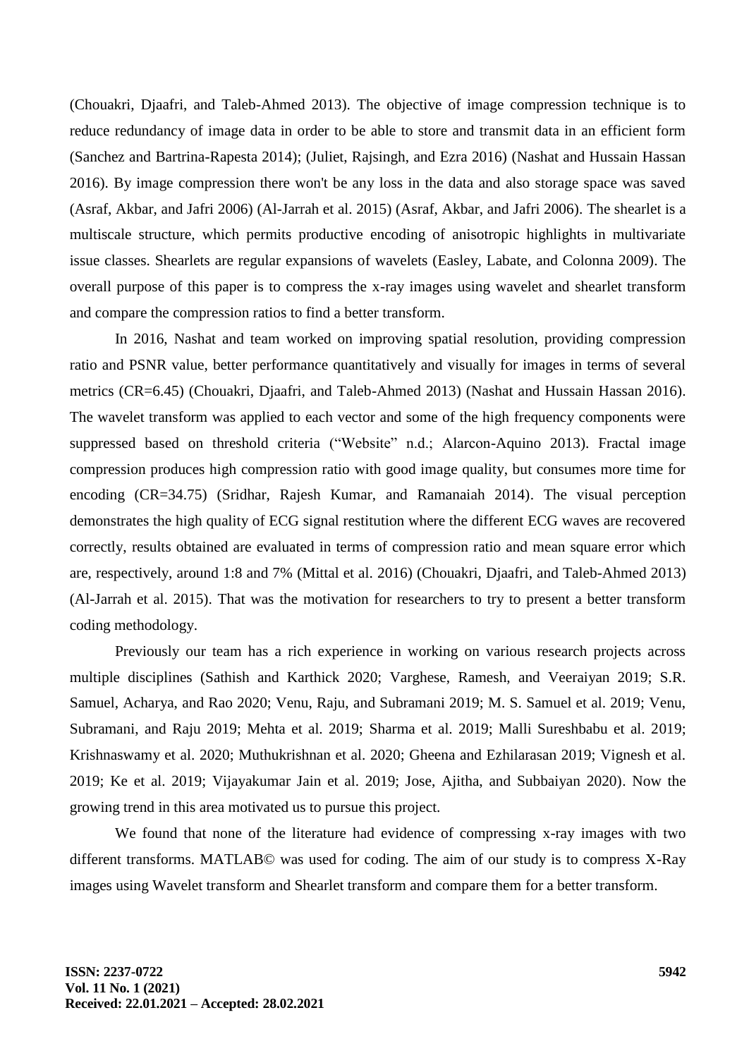(Chouakri, Djaafri, and Taleb-Ahmed 2013). The objective of image compression technique is to reduce redundancy of image data in order to be able to store and transmit data in an efficient form (Sanchez and Bartrina-Rapesta 2014); (Juliet, Rajsingh, and Ezra 2016) (Nashat and Hussain Hassan 2016). By image compression there won't be any loss in the data and also storage space was saved (Asraf, Akbar, and Jafri 2006) (Al-Jarrah et al. 2015) (Asraf, Akbar, and Jafri 2006). The shearlet is a multiscale structure, which permits productive encoding of anisotropic highlights in multivariate issue classes. Shearlets are regular expansions of wavelets (Easley, Labate, and Colonna 2009). The overall purpose of this paper is to compress the x-ray images using wavelet and shearlet transform and compare the compression ratios to find a better transform.

In 2016, Nashat and team worked on improving spatial resolution, providing compression ratio and PSNR value, better performance quantitatively and visually for images in terms of several metrics (CR=6.45) (Chouakri, Djaafri, and Taleb-Ahmed 2013) (Nashat and Hussain Hassan 2016). The wavelet transform was applied to each vector and some of the high frequency components were suppressed based on threshold criteria ("Website" n.d.; Alarcon-Aquino 2013). Fractal image compression produces high compression ratio with good image quality, but consumes more time for encoding (CR=34.75) (Sridhar, Rajesh Kumar, and Ramanaiah 2014). The visual perception demonstrates the high quality of ECG signal restitution where the different ECG waves are recovered correctly, results obtained are evaluated in terms of compression ratio and mean square error which are, respectively, around 1:8 and 7% (Mittal et al. 2016) (Chouakri, Djaafri, and Taleb-Ahmed 2013) (Al-Jarrah et al. 2015). That was the motivation for researchers to try to present a better transform coding methodology.

Previously our team has a rich experience in working on various research projects across multiple disciplines (Sathish and Karthick 2020; Varghese, Ramesh, and Veeraiyan 2019; S.R. Samuel, Acharya, and Rao 2020; Venu, Raju, and Subramani 2019; M. S. Samuel et al. 2019; Venu, Subramani, and Raju 2019; Mehta et al. 2019; Sharma et al. 2019; Malli Sureshbabu et al. 2019; Krishnaswamy et al. 2020; Muthukrishnan et al. 2020; Gheena and Ezhilarasan 2019; Vignesh et al. 2019; Ke et al. 2019; Vijayakumar Jain et al. 2019; Jose, Ajitha, and Subbaiyan 2020). Now the growing trend in this area motivated us to pursue this project.

We found that none of the literature had evidence of compressing x-ray images with two different transforms. MATLAB© was used for coding. The aim of our study is to compress X-Ray images using Wavelet transform and Shearlet transform and compare them for a better transform.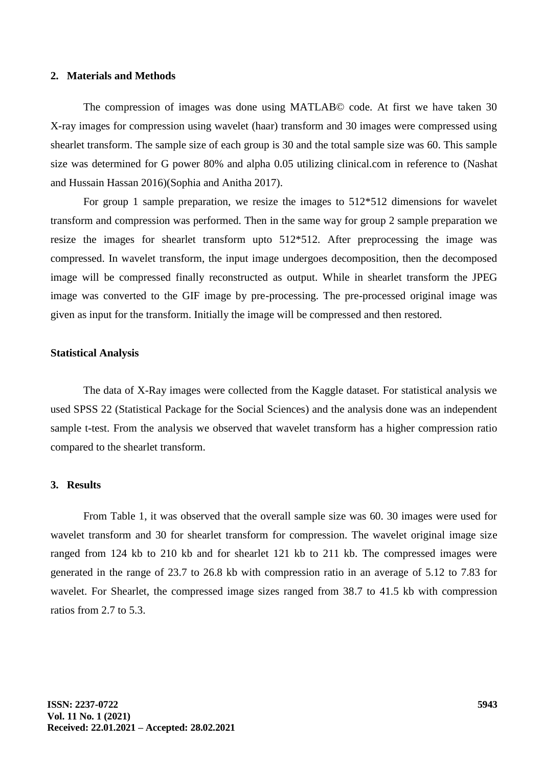## 2. Materials and Methods

The compression of images was done using MATLAB© code. At first we have taken 30 X-ray images for compression using wavelet (haar) transform and 30 images were compressed using shearlet transform. The sample size of each group is 30 and the total sample size was 60. This sample size was determined for G power 80% and alpha 0.05 utilizing clinical.com in reference to (Nashat and Hussain Hassan 2016)(Sophia and Anitha 2017).

For group 1 sample preparation, we resize the images to 512*512 dimensions for wavelet transform and compression was performed. Then in the same way for group 2 sample preparation we resize the images for shearlet transform upto 512*512. After preprocessing the image was compressed. In wavelet transform, the input image undergoes decomposition, then the decomposed image will be compressed finally reconstructed as output. While in shearlet transform the JPEG image was converted to the GIF image by pre-processing. The pre-processed original image was given as input for the transform. Initially the image will be compressed and then restored.

### Statistical Analysis

The data of X-Ray images were collected from the Kaggle dataset. For statistical analysis we used SPSS 22 (Statistical Package for the Social Sciences) and the analysis done was an independent sample t-test. From the analysis we observed that wavelet transform has a higher compression ratio compared to the shearlet transform.

## 3. Results

From Table 1, it was observed that the overall sample size was 60. 30 images were used for wavelet transform and 30 for shearlet transform for compression. The wavelet original image size ranged from 124 kb to 210 kb and for shearlet 121 kb to 211 kb. The compressed images were generated in the range of 23.7 to 26.8 kb with compression ratio in an average of 5.12 to 7.83 for wavelet. For Shearlet, the compressed image sizes ranged from 38.7 to 41.5 kb with compression ratios from 2.7 to 5.3.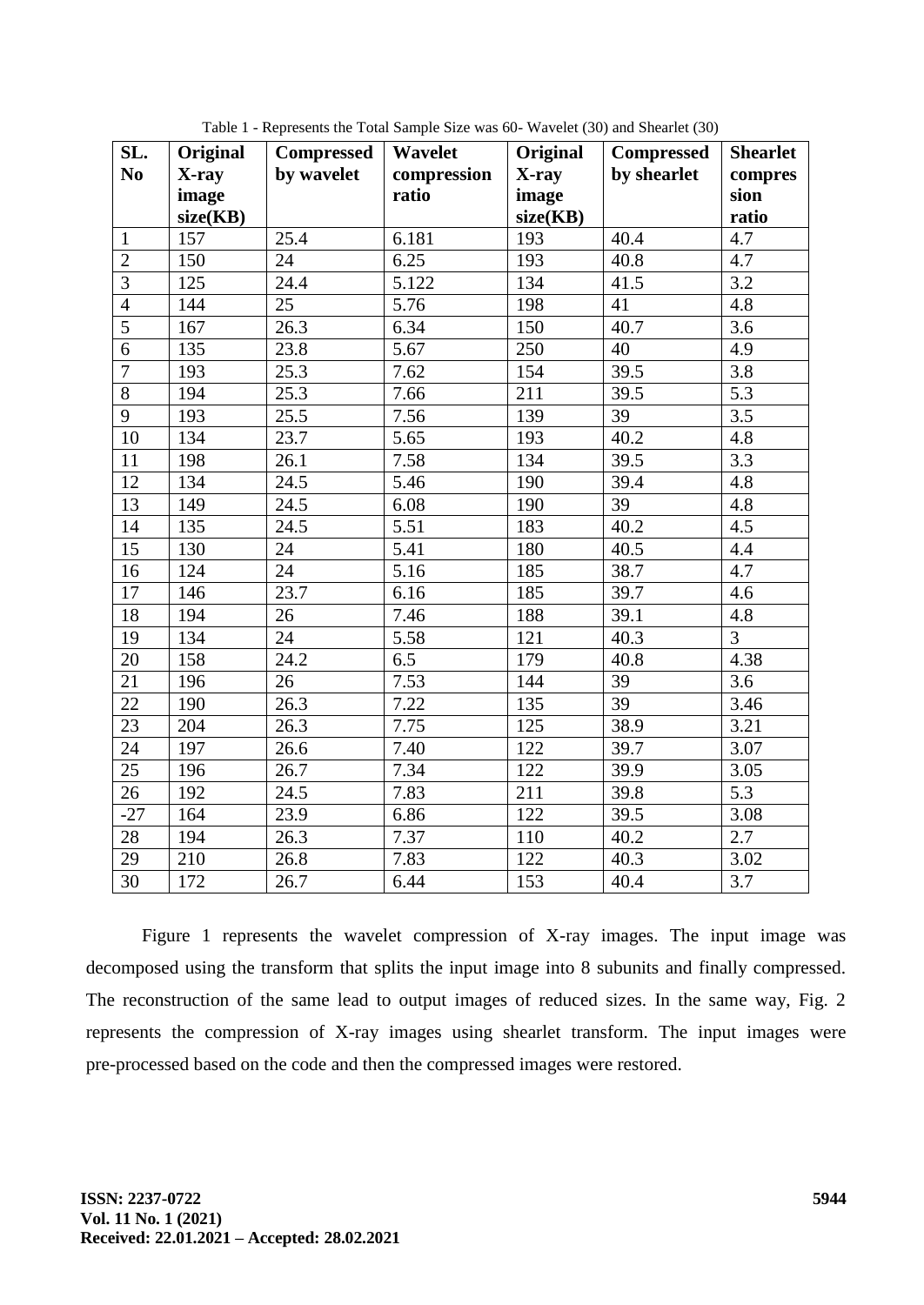Table 1 - Represents the Total Sample Size was 60- Wavelet (30) and Shearlet (30)

| SL. No | Original X-ray image size(KB) | Compressed by wavelet | Wavelet compression ratio | Original X-ray image size(KB) | Compressed by shearlet | Shearlet compression ratio |
|---|---|---|---|---|---|---|
| 1 | 157 | 25.4 | 6.181 | 193 | 40.4 | 4.7 |
| 2 | 150 | 24 | 6.25 | 193 | 40.8 | 4.7 |
| 3 | 125 | 24.4 | 5.122 | 134 | 41.5 | 3.2 |
| 4 | 144 | 25 | 5.76 | 198 | 41 | 4.8 |
| 5 | 167 | 26.3 | 6.34 | 150 | 40.7 | 3.6 |
| 6 | 135 | 23.8 | 5.67 | 250 | 40 | 4.9 |
| 7 | 193 | 25.3 | 7.62 | 154 | 39.5 | 3.8 |
| 8 | 194 | 25.3 | 7.66 | 211 | 39.5 | 5.3 |
| 9 | 193 | 25.5 | 7.56 | 139 | 39 | 3.5 |
| 10 | 134 | 23.7 | 5.65 | 193 | 40.2 | 4.8 |
| 11 | 198 | 26.1 | 7.58 | 134 | 39.5 | 3.3 |
| 12 | 134 | 24.5 | 5.46 | 190 | 39.4 | 4.8 |
| 13 | 149 | 24.5 | 6.08 | 190 | 39 | 4.8 |
| 14 | 135 | 24.5 | 5.51 | 183 | 40.2 | 4.5 |
| 15 | 130 | 24 | 5.41 | 180 | 40.5 | 4.4 |
| 16 | 124 | 24 | 5.16 | 185 | 38.7 | 4.7 |
| 17 | 146 | 23.7 | 6.16 | 185 | 39.7 | 4.6 |
| 18 | 194 | 26 | 7.46 | 188 | 39.1 | 4.8 |
| 19 | 134 | 24 | 5.58 | 121 | 40.3 | 3 |
| 20 | 158 | 24.2 | 6.5 | 179 | 40.8 | 4.38 |
| 21 | 196 | 26 | 7.53 | 144 | 39 | 3.6 |
| 22 | 190 | 26.3 | 7.22 | 135 | 39 | 3.46 |
| 23 | 204 | 26.3 | 7.75 | 125 | 38.9 | 3.21 |
| 24 | 197 | 26.6 | 7.40 | 122 | 39.7 | 3.07 |
| 25 | 196 | 26.7 | 7.34 | 122 | 39.9 | 3.05 |
| 26 | 192 | 24.5 | 7.83 | 211 | 39.8 | 5.3 |
| -27 | 164 | 23.9 | 6.86 | 122 | 39.5 | 3.08 |
| 28 | 194 | 26.3 | 7.37 | 110 | 40.2 | 2.7 |
| 29 | 210 | 26.8 | 7.83 | 122 | 40.3 | 3.02 |
| 30 | 172 | 26.7 | 6.44 | 153 | 40.4 | 3.7 |

Figure 1 represents the wavelet compression of X-ray images. The input image was decomposed using the transform that splits the input image into 8 subunits and finally compressed. The reconstruction of the same lead to output images of reduced sizes. In the same way, Fig. 2 represents the compression of X-ray images using shearlet transform. The input images were pre-processed based on the code and then the compressed images were restored.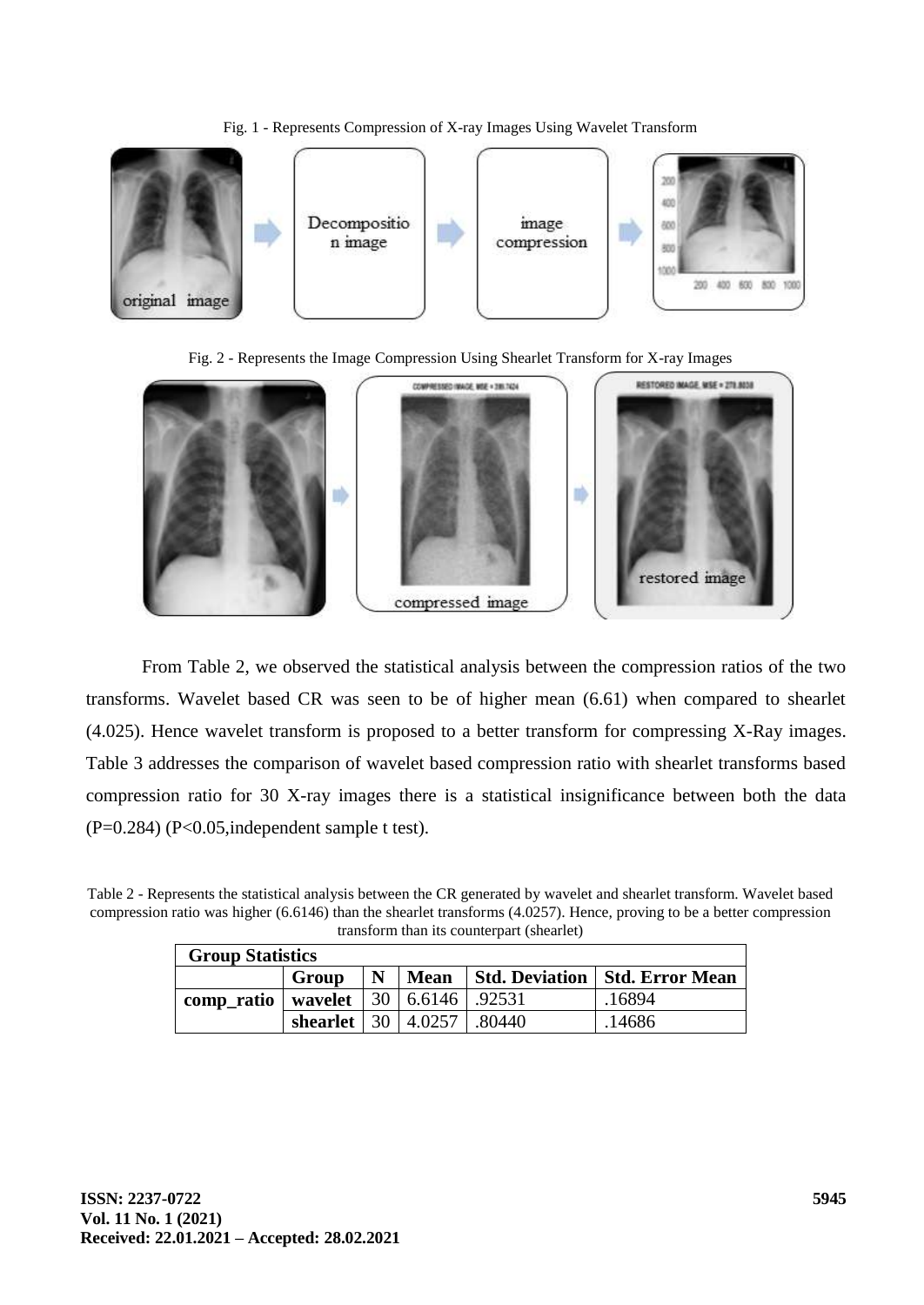Fig. 1 - Represents Compression of X-ray Images Using Wavelet Transform

Fig. 2 - Represents the Image Compression Using Shearlet Transform for X-ray Images

From Table 2, we observed the statistical analysis between the compression ratios of the two transforms. Wavelet based CR was seen to be of higher mean (6.61) when compared to shearlet (4.025). Hence wavelet transform is proposed to a better transform for compressing X-Ray images. Table 3 addresses the comparison of wavelet based compression ratio with shearlet transforms based compression ratio for 30 X-ray images there is a statistical insignificance between both the data (P=0.284) (P<0.05,independent sample t test).

Table 2 - Represents the statistical analysis between the CR generated by wavelet and shearlet transform. Wavelet based compression ratio was higher (6.6146) than the shearlet transforms (4.0257). Hence, proving to be a better compression transform than its counterpart (shearlet)

| **Group Statistics** | | | | | |
|---|---|---|---|---|---|
| | **Group** | **N** | **Mean** | **Std. Deviation** | **Std. Error Mean** |
| **comp_ratio** | **wavelet** | 30 | 6.6146 | .92531 | .16894 |
| | **shearlet** | 30 | 4.0257 | .80440 | .14686 |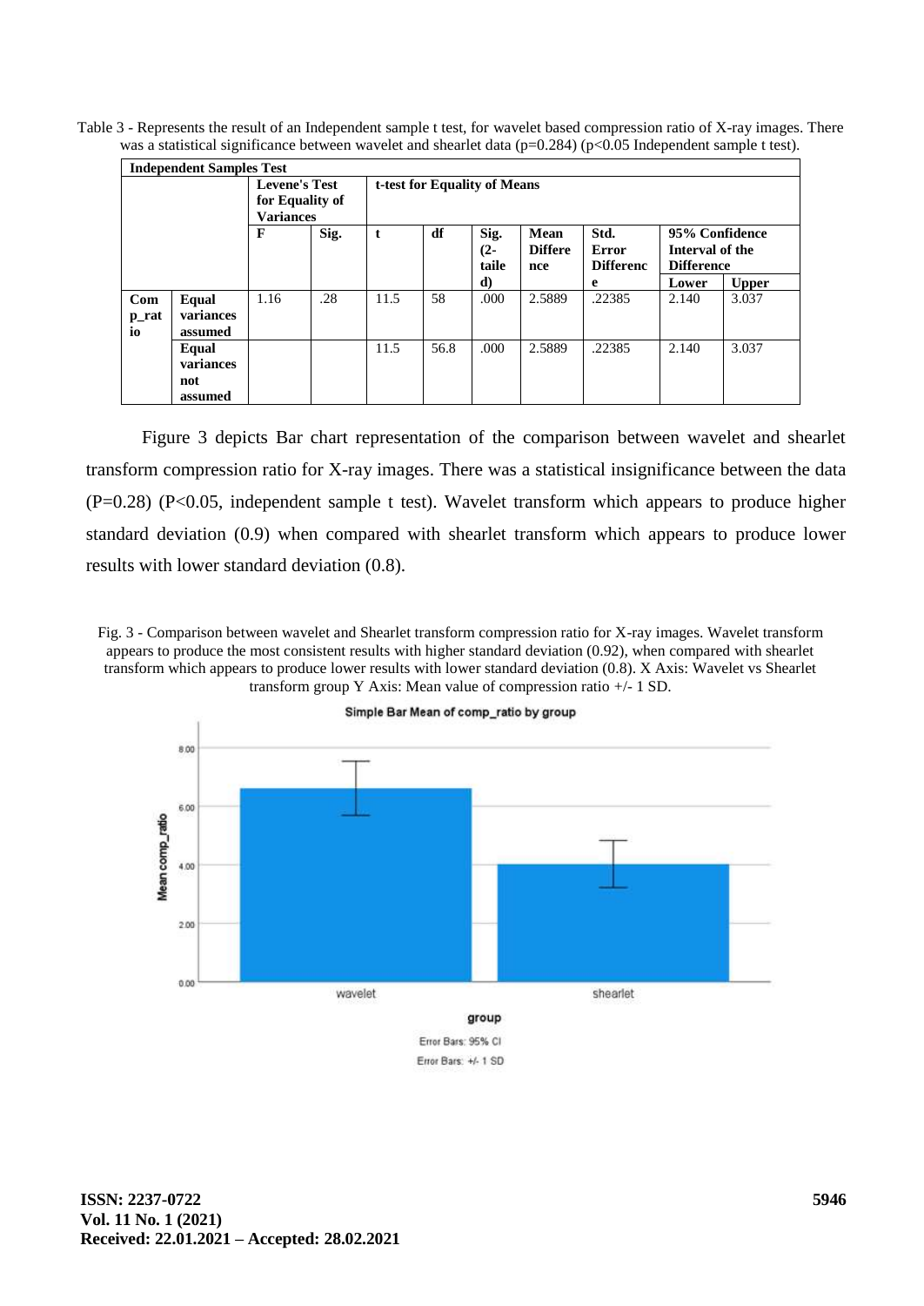Table 3 - Represents the result of an Independent sample t test, for wavelet based compression ratio of X-ray images. There was a statistical significance between wavelet and shearlet data (p=0.284) (p<0.05 Independent sample t test).

| **Independent Samples Test** | | | | | | | | | | |
|---|---|---|---|---|---|---|---|---|---|---|
| | | **Levene's Test for Equality of Variances** | | **t-test for Equality of Means** | | | | | | |
| | | **F** | **Sig.** | **t** | **df** | **Sig. (2-tailed)** | **Mean Difference** | **Std. Error Difference** | **95% Confidence Interval of the Difference** | |
| | | | | | | | | | **Lower** | **Upper** |
| **Comp_ratio** | **Equal variances assumed** | 1.16 | .28 | 11.5 | 58 | .000 | 2.5889 | .22385 | 2.140 | 3.037 |
| | **Equal variances not assumed** | | | 11.5 | 56.8 | .000 | 2.5889 | .22385 | 2.140 | 3.037 |

Figure 3 depicts Bar chart representation of the comparison between wavelet and shearlet transform compression ratio for X-ray images. There was a statistical insignificance between the data (P=0.28) (P<0.05, independent sample t test). Wavelet transform which appears to produce higher standard deviation (0.9) when compared with shearlet transform which appears to produce lower results with lower standard deviation (0.8).

Fig. 3 - Comparison between wavelet and Shearlet transform compression ratio for X-ray images. Wavelet transform appears to produce the most consistent results with higher standard deviation (0.92), when compared with shearlet transform which appears to produce lower results with lower standard deviation (0.8). X Axis: Wavelet vs Shearlet transform group Y Axis: Mean value of compression ratio +/- 1 SD.

Simple Bar Mean of comp_ratio by group

Error Bars: 95% CI

Error Bars: +/- 1 SD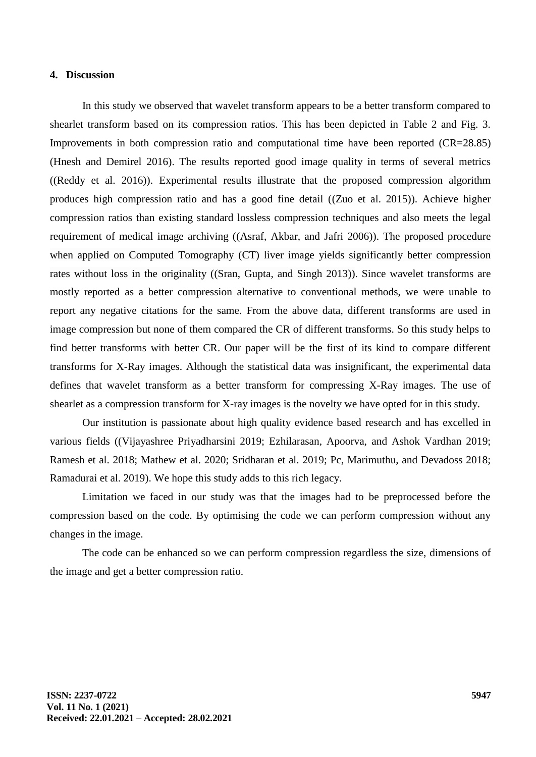## 4. Discussion

In this study we observed that wavelet transform appears to be a better transform compared to shearlet transform based on its compression ratios. This has been depicted in Table 2 and Fig. 3. Improvements in both compression ratio and computational time have been reported (CR=28.85) (Hnesh and Demirel 2016). The results reported good image quality in terms of several metrics ((Reddy et al. 2016)). Experimental results illustrate that the proposed compression algorithm produces high compression ratio and has a good fine detail ((Zuo et al. 2015)). Achieve higher compression ratios than existing standard lossless compression techniques and also meets the legal requirement of medical image archiving ((Asraf, Akbar, and Jafri 2006)). The proposed procedure when applied on Computed Tomography (CT) liver image yields significantly better compression rates without loss in the originality ((Sran, Gupta, and Singh 2013)). Since wavelet transforms are mostly reported as a better compression alternative to conventional methods, we were unable to report any negative citations for the same. From the above data, different transforms are used in image compression but none of them compared the CR of different transforms. So this study helps to find better transforms with better CR. Our paper will be the first of its kind to compare different transforms for X-Ray images. Although the statistical data was insignificant, the experimental data defines that wavelet transform as a better transform for compressing X-Ray images. The use of shearlet as a compression transform for X-ray images is the novelty we have opted for in this study.

Our institution is passionate about high quality evidence based research and has excelled in various fields ((Vijayashree Priyadharsini 2019; Ezhilarasan, Apoorva, and Ashok Vardhan 2019; Ramesh et al. 2018; Mathew et al. 2020; Sridharan et al. 2019; Pc, Marimuthu, and Devadoss 2018; Ramadurai et al. 2019). We hope this study adds to this rich legacy.

Limitation we faced in our study was that the images had to be preprocessed before the compression based on the code. By optimising the code we can perform compression without any changes in the image.

The code can be enhanced so we can perform compression regardless the size, dimensions of the image and get a better compression ratio.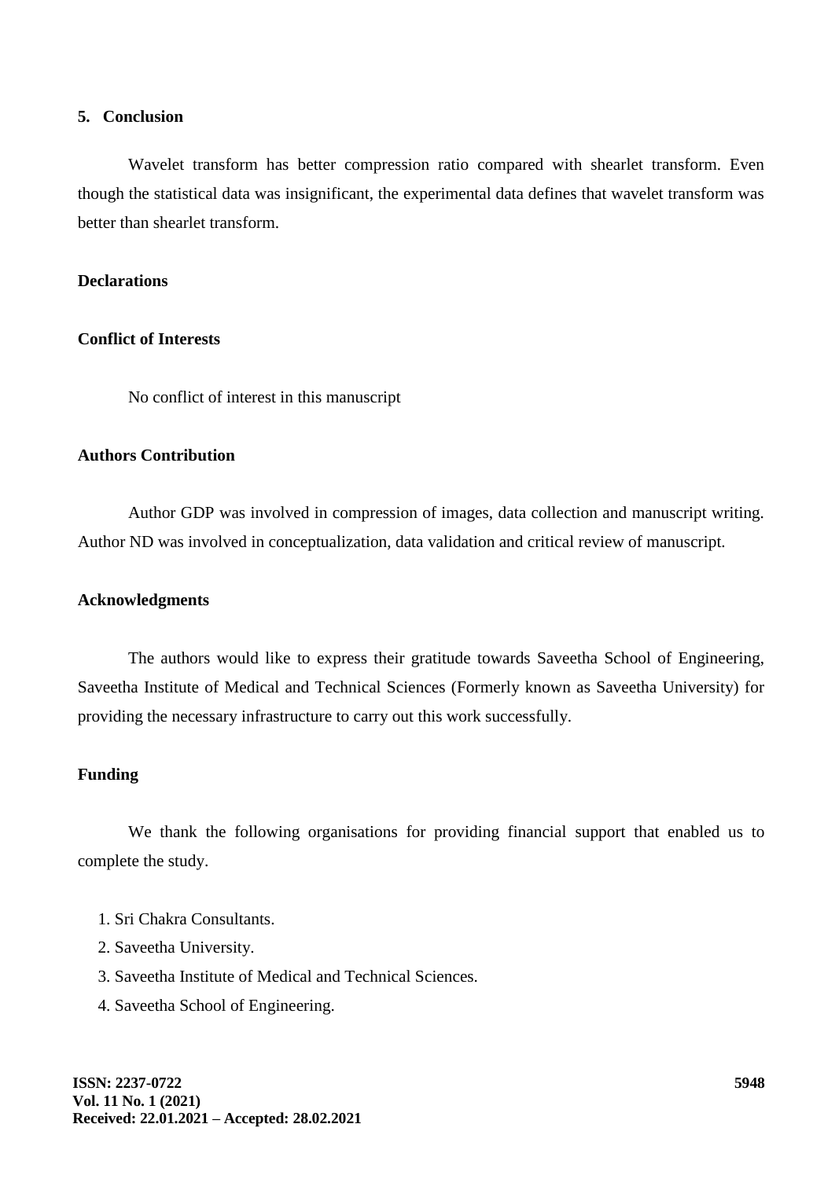## 5. Conclusion

Wavelet transform has better compression ratio compared with shearlet transform. Even though the statistical data was insignificant, the experimental data defines that wavelet transform was better than shearlet transform.

### Declarations

### Conflict of Interests

No conflict of interest in this manuscript

### Authors Contribution

Author GDP was involved in compression of images, data collection and manuscript writing. Author ND was involved in conceptualization, data validation and critical review of manuscript.

### Acknowledgments

The authors would like to express their gratitude towards Saveetha School of Engineering, Saveetha Institute of Medical and Technical Sciences (Formerly known as Saveetha University) for providing the necessary infrastructure to carry out this work successfully.

### Funding

We thank the following organisations for providing financial support that enabled us to complete the study.

1. Sri Chakra Consultants.
2. Saveetha University.
3. Saveetha Institute of Medical and Technical Sciences.
4. Saveetha School of Engineering.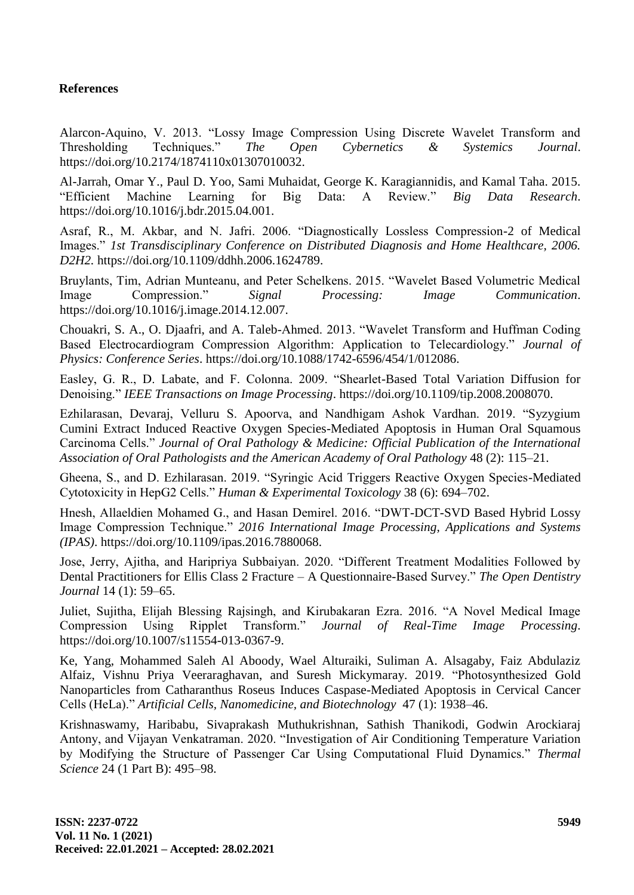## References

Alarcon-Aquino, V. 2013. "Lossy Image Compression Using Discrete Wavelet Transform and Thresholding Techniques." *The Open Cybernetics & Systemics Journal*. https://doi.org/10.2174/1874110x01307010032.

Al-Jarrah, Omar Y., Paul D. Yoo, Sami Muhaidat, George K. Karagiannidis, and Kamal Taha. 2015. "Efficient Machine Learning for Big Data: A Review." *Big Data Research*. https://doi.org/10.1016/j.bdr.2015.04.001.

Asraf, R., M. Akbar, and N. Jafri. 2006. "Diagnostically Lossless Compression-2 of Medical Images." *1st Transdisciplinary Conference on Distributed Diagnosis and Home Healthcare, 2006. D2H2.* https://doi.org/10.1109/ddhh.2006.1624789.

Bruylants, Tim, Adrian Munteanu, and Peter Schelkens. 2015. "Wavelet Based Volumetric Medical Image Compression." *Signal Processing: Image Communication*. https://doi.org/10.1016/j.image.2014.12.007.

Chouakri, S. A., O. Djaafri, and A. Taleb-Ahmed. 2013. "Wavelet Transform and Huffman Coding Based Electrocardiogram Compression Algorithm: Application to Telecardiology." *Journal of Physics: Conference Series*. https://doi.org/10.1088/1742-6596/454/1/012086.

Easley, G. R., D. Labate, and F. Colonna. 2009. "Shearlet-Based Total Variation Diffusion for Denoising." *IEEE Transactions on Image Processing*. https://doi.org/10.1109/tip.2008.2008070.

Ezhilarasan, Devaraj, Velluru S. Apoorva, and Nandhigam Ashok Vardhan. 2019. "Syzygium Cumini Extract Induced Reactive Oxygen Species-Mediated Apoptosis in Human Oral Squamous Carcinoma Cells." *Journal of Oral Pathology & Medicine: Official Publication of the International Association of Oral Pathologists and the American Academy of Oral Pathology* 48 (2): 115–21.

Gheena, S., and D. Ezhilarasan. 2019. "Syringic Acid Triggers Reactive Oxygen Species-Mediated Cytotoxicity in HepG2 Cells." *Human & Experimental Toxicology* 38 (6): 694–702.

Hnesh, Allaeldien Mohamed G., and Hasan Demirel. 2016. "DWT-DCT-SVD Based Hybrid Lossy Image Compression Technique." *2016 International Image Processing, Applications and Systems (IPAS)*. https://doi.org/10.1109/ipas.2016.7880068.

Jose, Jerry, Ajitha, and Haripriya Subbaiyan. 2020. "Different Treatment Modalities Followed by Dental Practitioners for Ellis Class 2 Fracture – A Questionnaire-Based Survey." *The Open Dentistry Journal* 14 (1): 59–65.

Juliet, Sujitha, Elijah Blessing Rajsingh, and Kirubakaran Ezra. 2016. "A Novel Medical Image Compression Using Ripplet Transform." *Journal of Real-Time Image Processing*. https://doi.org/10.1007/s11554-013-0367-9.

Ke, Yang, Mohammed Saleh Al Aboody, Wael Alturaiki, Suliman A. Alsagaby, Faiz Abdulaziz Alfaiz, Vishnu Priya Veeraraghavan, and Suresh Mickymaray. 2019. "Photosynthesized Gold Nanoparticles from Catharanthus Roseus Induces Caspase-Mediated Apoptosis in Cervical Cancer Cells (HeLa)." *Artificial Cells, Nanomedicine, and Biotechnology* 47 (1): 1938–46.

Krishnaswamy, Haribabu, Sivaprakash Muthukrishnan, Sathish Thanikodi, Godwin Arockiaraj Antony, and Vijayan Venkatraman. 2020. "Investigation of Air Conditioning Temperature Variation by Modifying the Structure of Passenger Car Using Computational Fluid Dynamics." *Thermal Science* 24 (1 Part B): 495–98.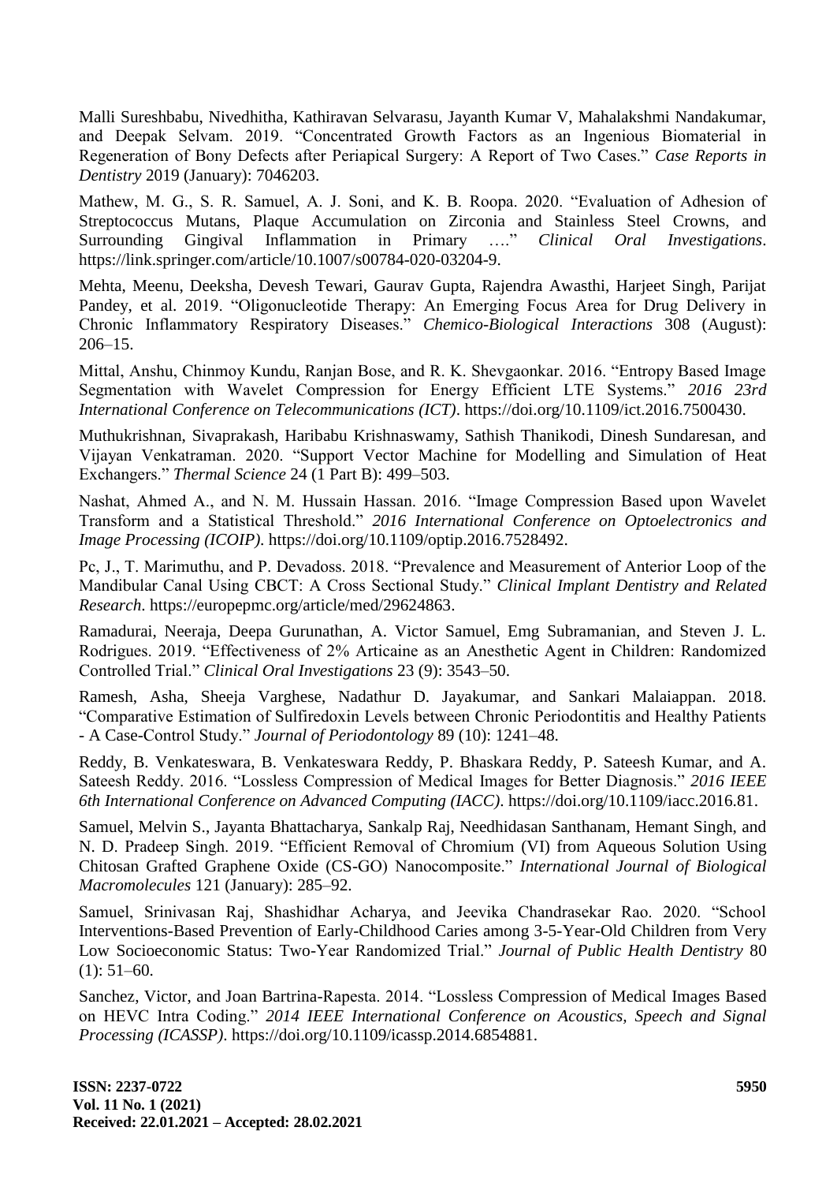Malli Sureshbabu, Nivedhitha, Kathiravan Selvarasu, Jayanth Kumar V, Mahalakshmi Nandakumar, and Deepak Selvam. 2019. "Concentrated Growth Factors as an Ingenious Biomaterial in Regeneration of Bony Defects after Periapical Surgery: A Report of Two Cases." *Case Reports in Dentistry* 2019 (January): 7046203.

Mathew, M. G., S. R. Samuel, A. J. Soni, and K. B. Roopa. 2020. "Evaluation of Adhesion of Streptococcus Mutans, Plaque Accumulation on Zirconia and Stainless Steel Crowns, and Surrounding Gingival Inflammation in Primary …." *Clinical Oral Investigations*. https://link.springer.com/article/10.1007/s00784-020-03204-9.

Mehta, Meenu, Deeksha, Devesh Tewari, Gaurav Gupta, Rajendra Awasthi, Harjeet Singh, Parijat Pandey, et al. 2019. "Oligonucleotide Therapy: An Emerging Focus Area for Drug Delivery in Chronic Inflammatory Respiratory Diseases." *Chemico-Biological Interactions* 308 (August): 206–15.

Mittal, Anshu, Chinmoy Kundu, Ranjan Bose, and R. K. Shevgaonkar. 2016. "Entropy Based Image Segmentation with Wavelet Compression for Energy Efficient LTE Systems." *2016 23rd International Conference on Telecommunications (ICT)*. https://doi.org/10.1109/ict.2016.7500430.

Muthukrishnan, Sivaprakash, Haribabu Krishnaswamy, Sathish Thanikodi, Dinesh Sundaresan, and Vijayan Venkatraman. 2020. "Support Vector Machine for Modelling and Simulation of Heat Exchangers." *Thermal Science* 24 (1 Part B): 499–503.

Nashat, Ahmed A., and N. M. Hussain Hassan. 2016. "Image Compression Based upon Wavelet Transform and a Statistical Threshold." *2016 International Conference on Optoelectronics and Image Processing (ICOIP)*. https://doi.org/10.1109/optip.2016.7528492.

Pc, J., T. Marimuthu, and P. Devadoss. 2018. "Prevalence and Measurement of Anterior Loop of the Mandibular Canal Using CBCT: A Cross Sectional Study." *Clinical Implant Dentistry and Related Research*. https://europepmc.org/article/med/29624863.

Ramadurai, Neeraja, Deepa Gurunathan, A. Victor Samuel, Emg Subramanian, and Steven J. L. Rodrigues. 2019. "Effectiveness of 2% Articaine as an Anesthetic Agent in Children: Randomized Controlled Trial." *Clinical Oral Investigations* 23 (9): 3543–50.

Ramesh, Asha, Sheeja Varghese, Nadathur D. Jayakumar, and Sankari Malaiappan. 2018. "Comparative Estimation of Sulfiredoxin Levels between Chronic Periodontitis and Healthy Patients - A Case-Control Study." *Journal of Periodontology* 89 (10): 1241–48.

Reddy, B. Venkateswara, B. Venkateswara Reddy, P. Bhaskara Reddy, P. Sateesh Kumar, and A. Sateesh Reddy. 2016. "Lossless Compression of Medical Images for Better Diagnosis." *2016 IEEE 6th International Conference on Advanced Computing (IACC)*. https://doi.org/10.1109/iacc.2016.81.

Samuel, Melvin S., Jayanta Bhattacharya, Sankalp Raj, Needhidasan Santhanam, Hemant Singh, and N. D. Pradeep Singh. 2019. "Efficient Removal of Chromium (VI) from Aqueous Solution Using Chitosan Grafted Graphene Oxide (CS-GO) Nanocomposite." *International Journal of Biological Macromolecules* 121 (January): 285–92.

Samuel, Srinivasan Raj, Shashidhar Acharya, and Jeevika Chandrasekar Rao. 2020. "School Interventions-Based Prevention of Early-Childhood Caries among 3-5-Year-Old Children from Very Low Socioeconomic Status: Two-Year Randomized Trial." *Journal of Public Health Dentistry* 80 (1): 51–60.

Sanchez, Victor, and Joan Bartrina-Rapesta. 2014. "Lossless Compression of Medical Images Based on HEVC Intra Coding." *2014 IEEE International Conference on Acoustics, Speech and Signal Processing (ICASSP)*. https://doi.org/10.1109/icassp.2014.6854881.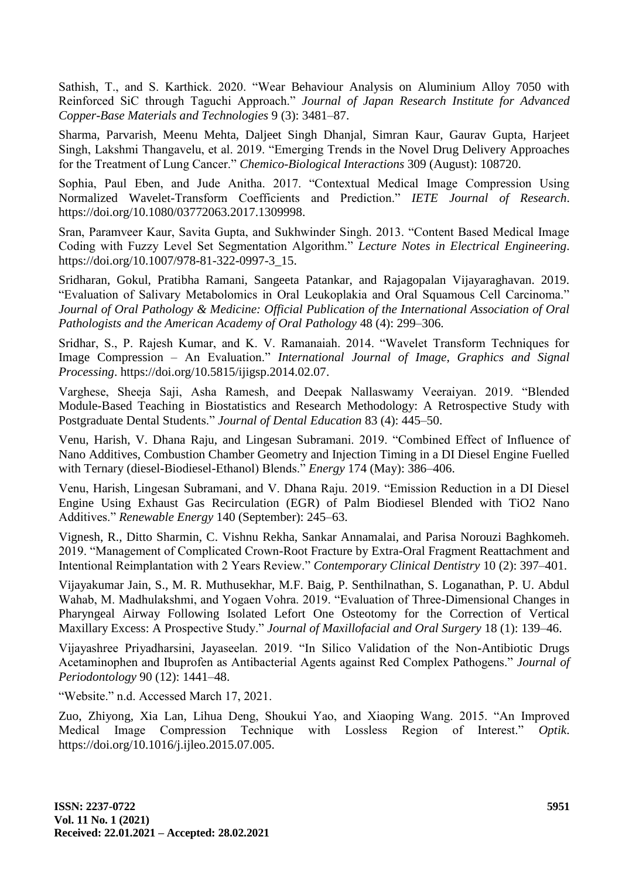Sathish, T., and S. Karthick. 2020. "Wear Behaviour Analysis on Aluminium Alloy 7050 with Reinforced SiC through Taguchi Approach." *Journal of Japan Research Institute for Advanced Copper-Base Materials and Technologies* 9 (3): 3481–87.

Sharma, Parvarish, Meenu Mehta, Daljeet Singh Dhanjal, Simran Kaur, Gaurav Gupta, Harjeet Singh, Lakshmi Thangavelu, et al. 2019. "Emerging Trends in the Novel Drug Delivery Approaches for the Treatment of Lung Cancer." *Chemico-Biological Interactions* 309 (August): 108720.

Sophia, Paul Eben, and Jude Anitha. 2017. "Contextual Medical Image Compression Using Normalized Wavelet-Transform Coefficients and Prediction." *IETE Journal of Research*. https://doi.org/10.1080/03772063.2017.1309998.

Sran, Paramveer Kaur, Savita Gupta, and Sukhwinder Singh. 2013. "Content Based Medical Image Coding with Fuzzy Level Set Segmentation Algorithm." *Lecture Notes in Electrical Engineering*. https://doi.org/10.1007/978-81-322-0997-3_15.

Sridharan, Gokul, Pratibha Ramani, Sangeeta Patankar, and Rajagopalan Vijayaraghavan. 2019. "Evaluation of Salivary Metabolomics in Oral Leukoplakia and Oral Squamous Cell Carcinoma." *Journal of Oral Pathology & Medicine: Official Publication of the International Association of Oral Pathologists and the American Academy of Oral Pathology* 48 (4): 299–306.

Sridhar, S., P. Rajesh Kumar, and K. V. Ramanaiah. 2014. "Wavelet Transform Techniques for Image Compression – An Evaluation." *International Journal of Image, Graphics and Signal Processing*. https://doi.org/10.5815/ijigsp.2014.02.07.

Varghese, Sheeja Saji, Asha Ramesh, and Deepak Nallaswamy Veeraiyan. 2019. "Blended Module-Based Teaching in Biostatistics and Research Methodology: A Retrospective Study with Postgraduate Dental Students." *Journal of Dental Education* 83 (4): 445–50.

Venu, Harish, V. Dhana Raju, and Lingesan Subramani. 2019. "Combined Effect of Influence of Nano Additives, Combustion Chamber Geometry and Injection Timing in a DI Diesel Engine Fuelled with Ternary (diesel-Biodiesel-Ethanol) Blends." *Energy* 174 (May): 386–406.

Venu, Harish, Lingesan Subramani, and V. Dhana Raju. 2019. "Emission Reduction in a DI Diesel Engine Using Exhaust Gas Recirculation (EGR) of Palm Biodiesel Blended with TiO2 Nano Additives." *Renewable Energy* 140 (September): 245–63.

Vignesh, R., Ditto Sharmin, C. Vishnu Rekha, Sankar Annamalai, and Parisa Norouzi Baghkomeh. 2019. "Management of Complicated Crown-Root Fracture by Extra-Oral Fragment Reattachment and Intentional Reimplantation with 2 Years Review." *Contemporary Clinical Dentistry* 10 (2): 397–401.

Vijayakumar Jain, S., M. R. Muthusekhar, M.F. Baig, P. Senthilnathan, S. Loganathan, P. U. Abdul Wahab, M. Madhulakshmi, and Yogaen Vohra. 2019. "Evaluation of Three-Dimensional Changes in Pharyngeal Airway Following Isolated Lefort One Osteotomy for the Correction of Vertical Maxillary Excess: A Prospective Study." *Journal of Maxillofacial and Oral Surgery* 18 (1): 139–46.

Vijayashree Priyadharsini, Jayaseelan. 2019. "In Silico Validation of the Non-Antibiotic Drugs Acetaminophen and Ibuprofen as Antibacterial Agents against Red Complex Pathogens." *Journal of Periodontology* 90 (12): 1441–48.

"Website." n.d. Accessed March 17, 2021.

Zuo, Zhiyong, Xia Lan, Lihua Deng, Shoukui Yao, and Xiaoping Wang. 2015. "An Improved Medical Image Compression Technique with Lossless Region of Interest." *Optik*. https://doi.org/10.1016/j.ijleo.2015.07.005.